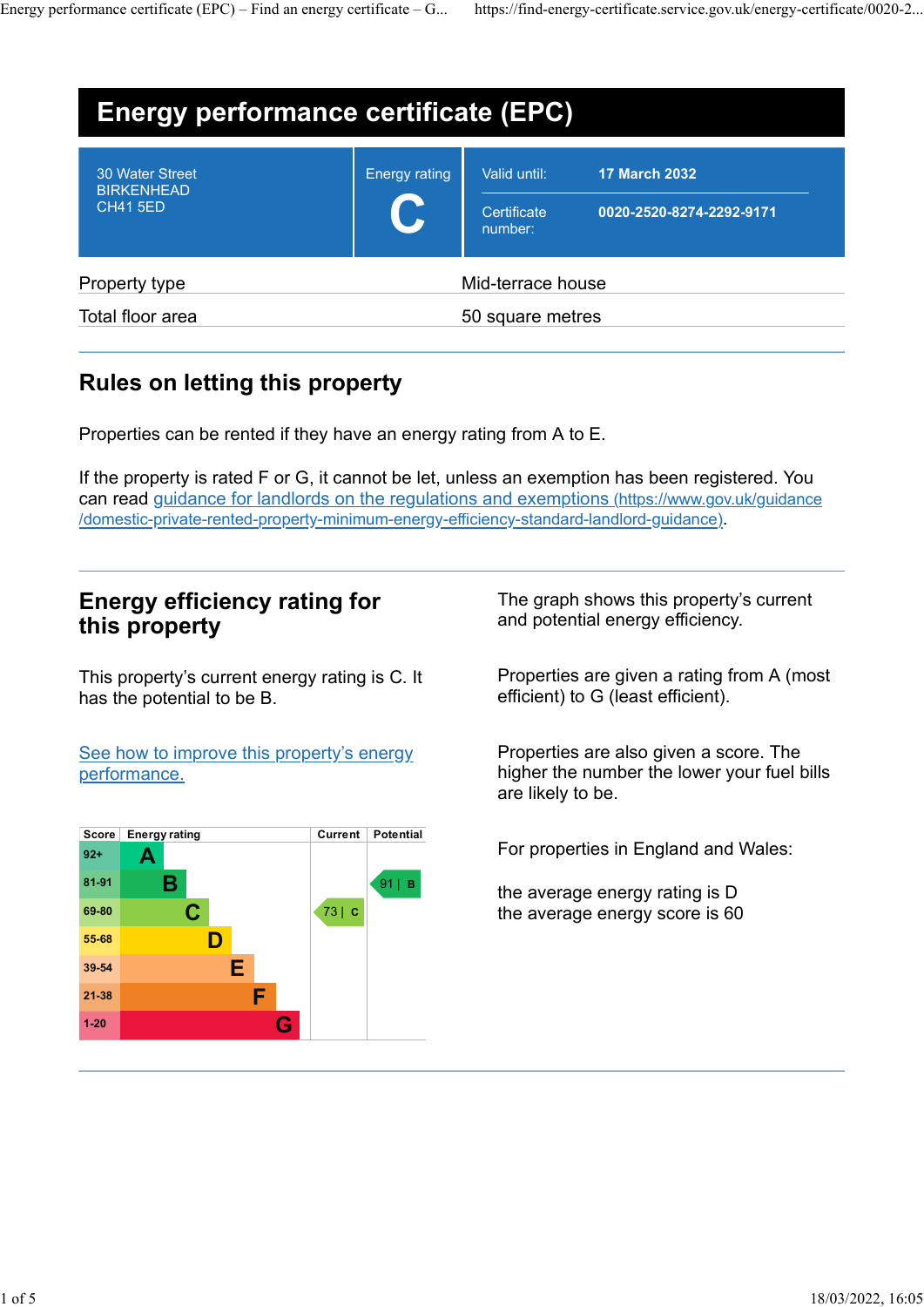# Energy performance certificate (EPC)

| | | |
|---|---|---|
| 30 Water Street<br>BIRKENHEAD<br>CH41 5ED | Energy rating<br>**C** | Valid until: **17 March 2032**<br>Certificate number: **0020-2520-8274-2292-9171** |

| | |
|---|---|
| Property type | Mid-terrace house |
| Total floor area | 50 square metres |

## Rules on letting this property

Properties can be rented if they have an energy rating from A to E.

If the property is rated F or G, it cannot be let, unless an exemption has been registered. You can read [guidance for landlords on the regulations and exemptions (https://www.gov.uk/guidance/domestic-private-rented-property-minimum-energy-efficiency-standard-landlord-guidance)](https://www.gov.uk/guidance/domestic-private-rented-property-minimum-energy-efficiency-standard-landlord-guidance).

## Energy efficiency rating for this property

This property's current energy rating is C. It has the potential to be B.

[See how to improve this property's energy performance.]()

| Score | Energy rating | Current | Potential |
|---|---|---|---|
| 92+ | A | | |
| 81-91 | B | | 91 \| B |
| 69-80 | C | 73 \| C | |
| 55-68 | D | | |
| 39-54 | E | | |
| 21-38 | F | | |
| 1-20 | G | | |

The graph shows this property's current and potential energy efficiency.

Properties are given a rating from A (most efficient) to G (least efficient).

Properties are also given a score. The higher the number the lower your fuel bills are likely to be.

For properties in England and Wales:

the average energy rating is D
the average energy score is 60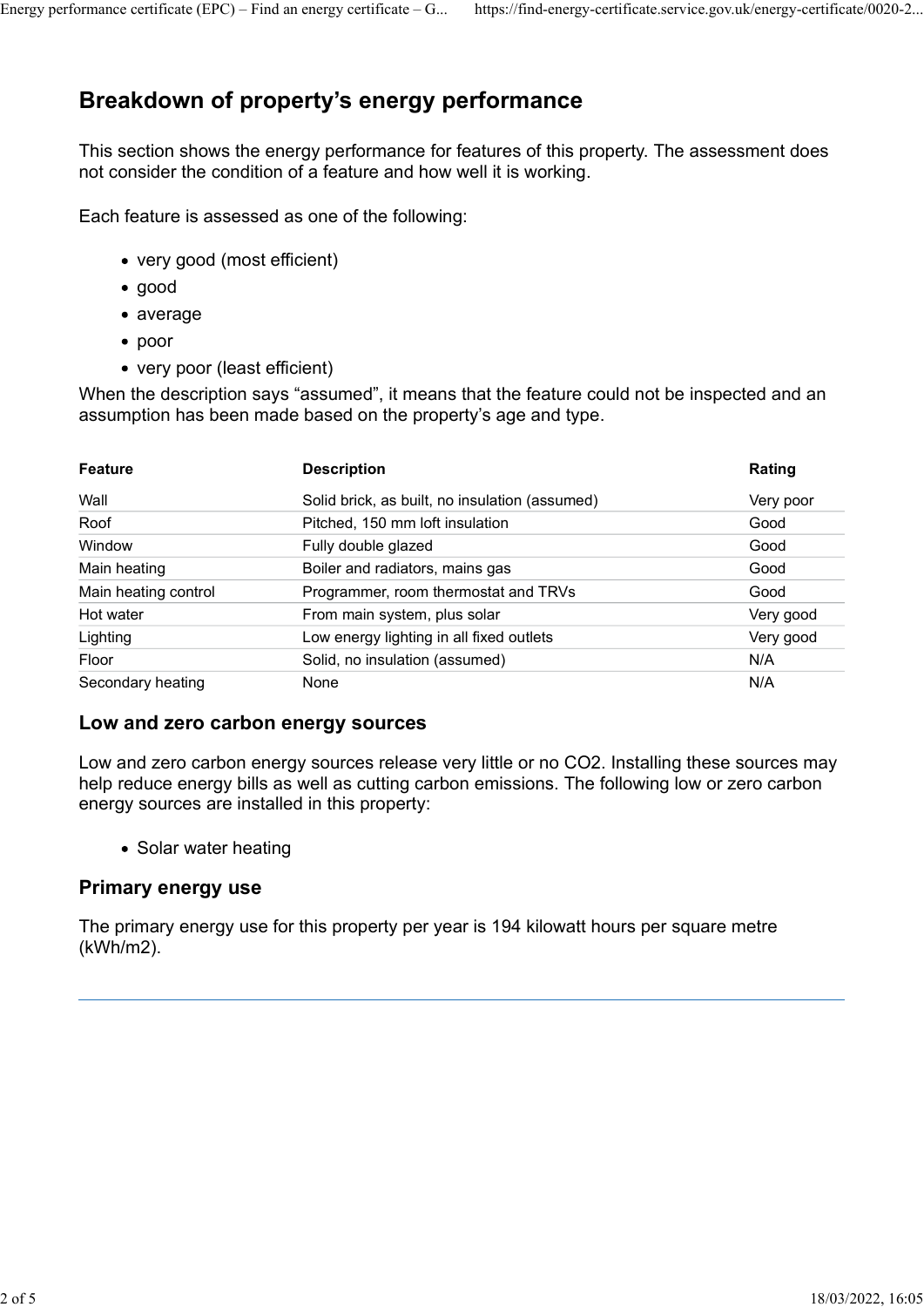## Breakdown of property's energy performance

This section shows the energy performance for features of this property. The assessment does not consider the condition of a feature and how well it is working.

Each feature is assessed as one of the following:

- very good (most efficient)
- good
- average
- poor
- very poor (least efficient)

When the description says "assumed", it means that the feature could not be inspected and an assumption has been made based on the property's age and type.

| Feature | Description | Rating |
|---|---|---|
| Wall | Solid brick, as built, no insulation (assumed) | Very poor |
| Roof | Pitched, 150 mm loft insulation | Good |
| Window | Fully double glazed | Good |
| Main heating | Boiler and radiators, mains gas | Good |
| Main heating control | Programmer, room thermostat and TRVs | Good |
| Hot water | From main system, plus solar | Very good |
| Lighting | Low energy lighting in all fixed outlets | Very good |
| Floor | Solid, no insulation (assumed) | N/A |
| Secondary heating | None | N/A |

### Low and zero carbon energy sources

Low and zero carbon energy sources release very little or no $CO_2$. Installing these sources may help reduce energy bills as well as cutting carbon emissions. The following low or zero carbon energy sources are installed in this property:

- Solar water heating

### Primary energy use

The primary energy use for this property per year is 194 kilowatt hours per square metre (kWh/m2).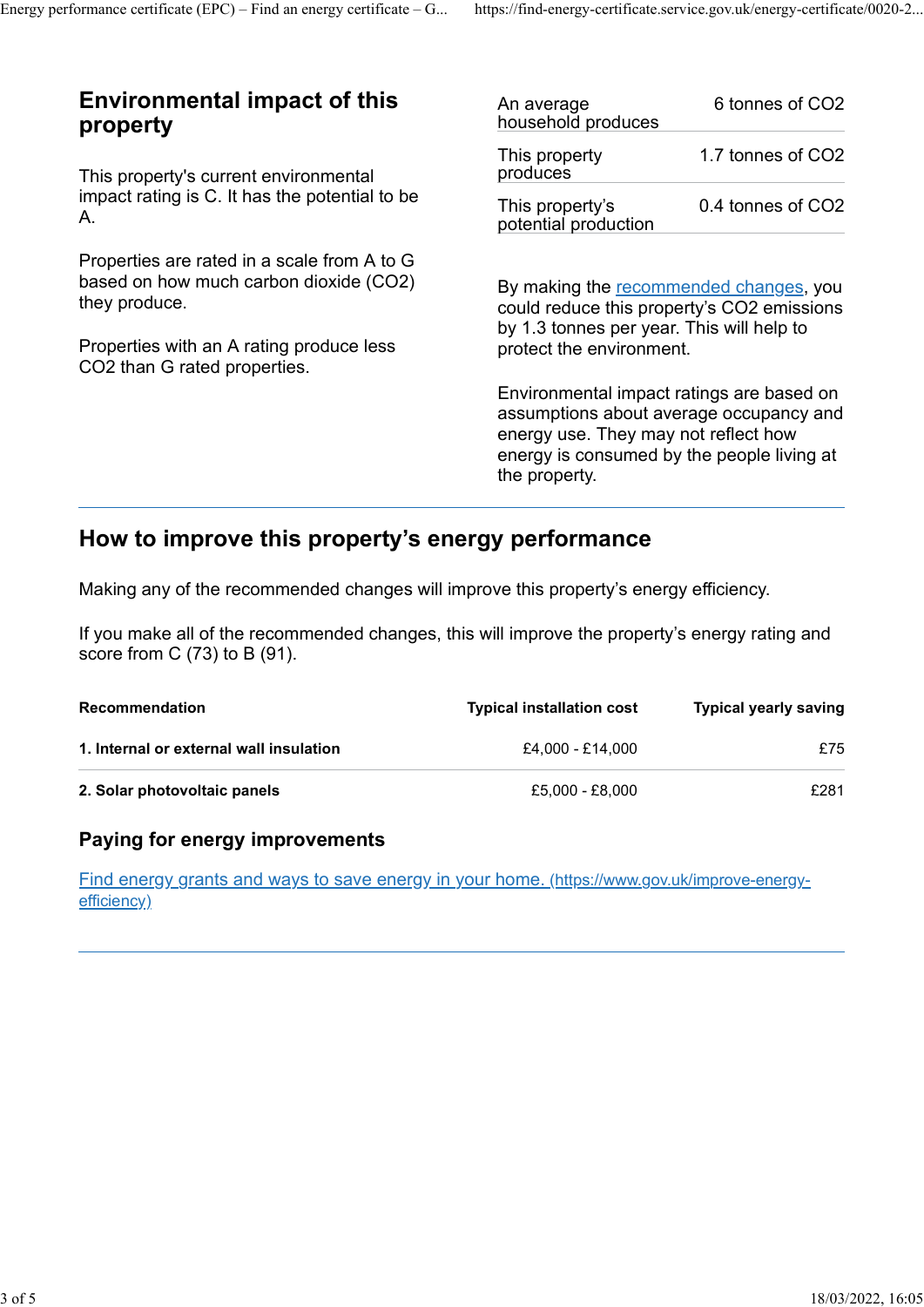## Environmental impact of this property

This property's current environmental impact rating is C. It has the potential to be A.

Properties are rated in a scale from A to G based on how much carbon dioxide ($CO_2$) they produce.

Properties with an A rating produce less $CO_2$ than G rated properties.

| | |
|---|---|
| An average household produces | 6 tonnes of $CO_2$ |
| This property produces | 1.7 tonnes of $CO_2$ |
| This property's potential production | 0.4 tonnes of $CO_2$ |

By making the recommended changes, you could reduce this property's $CO_2$ emissions by 1.3 tonnes per year. This will help to protect the environment.

Environmental impact ratings are based on assumptions about average occupancy and energy use. They may not reflect how energy is consumed by the people living at the property.

## How to improve this property's energy performance

Making any of the recommended changes will improve this property's energy efficiency.

If you make all of the recommended changes, this will improve the property's energy rating and score from C (73) to B (91).

| Recommendation | Typical installation cost | Typical yearly saving |
|---|---|---|
| **1. Internal or external wall insulation** | £4,000 - £14,000 | £75 |
| **2. Solar photovoltaic panels** | £5,000 - £8,000 | £281 |

### Paying for energy improvements

Find energy grants and ways to save energy in your home. (https://www.gov.uk/improve-energy-efficiency)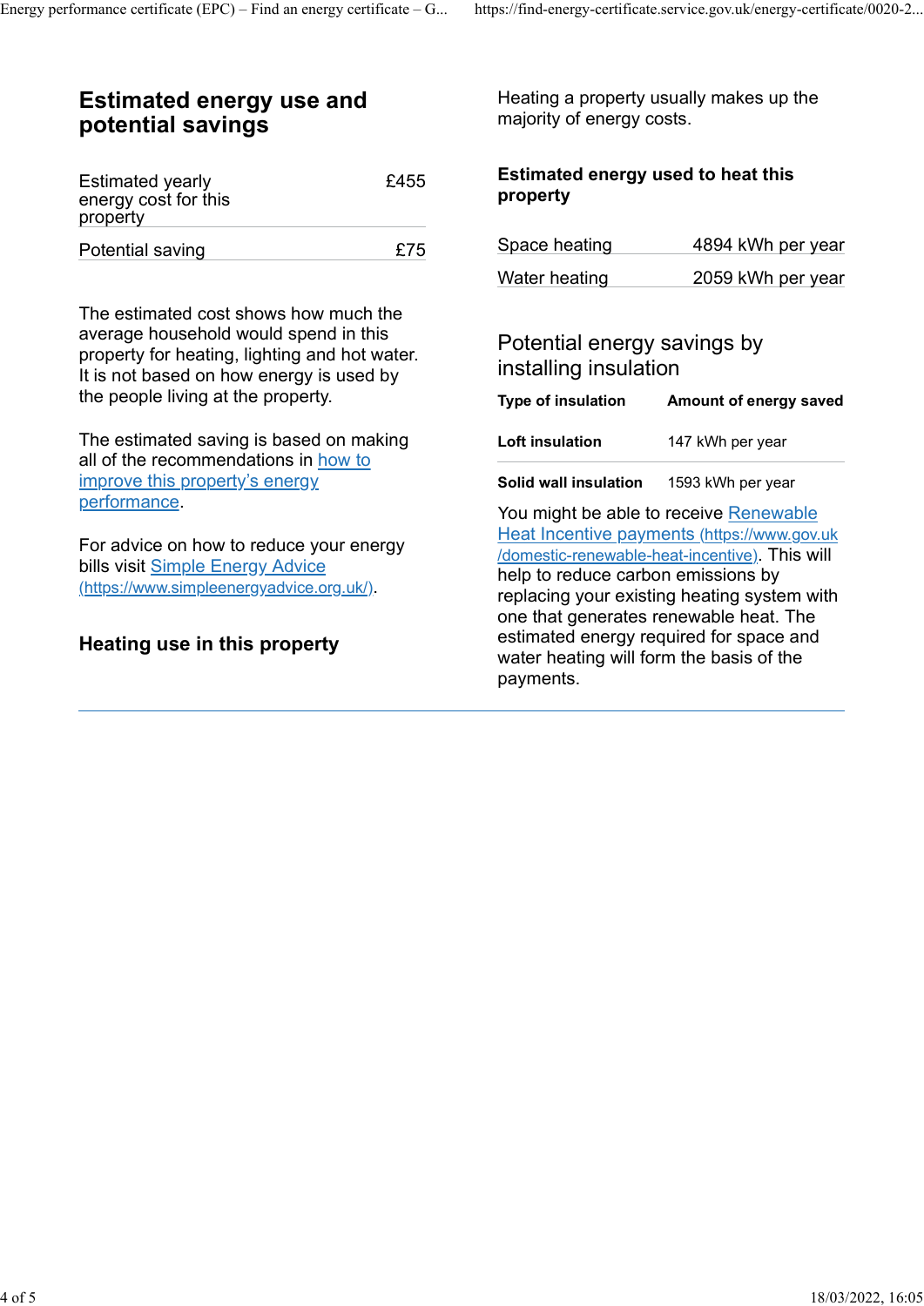## Estimated energy use and potential savings

| | |
|---|---|
| Estimated yearly energy cost for this property | £455 |
| Potential saving | £75 |

The estimated cost shows how much the average household would spend in this property for heating, lighting and hot water. It is not based on how energy is used by the people living at the property.

The estimated saving is based on making all of the recommendations in [how to improve this property's energy performance](#).

For advice on how to reduce your energy bills visit [Simple Energy Advice (https://www.simpleenergyadvice.org.uk/)](https://www.simpleenergyadvice.org.uk/).

## Heating use in this property

Heating a property usually makes up the majority of energy costs.

### Estimated energy used to heat this property

| | |
|---|---|
| Space heating | 4894 kWh per year |
| Water heating | 2059 kWh per year |

### Potential energy savings by installing insulation

| Type of insulation | Amount of energy saved |
|---|---|
| **Loft insulation** | 147 kWh per year |
| **Solid wall insulation** | 1593 kWh per year |

You might be able to receive [Renewable Heat Incentive payments (https://www.gov.uk/domestic-renewable-heat-incentive)](https://www.gov.uk/domestic-renewable-heat-incentive). This will help to reduce carbon emissions by replacing your existing heating system with one that generates renewable heat. The estimated energy required for space and water heating will form the basis of the payments.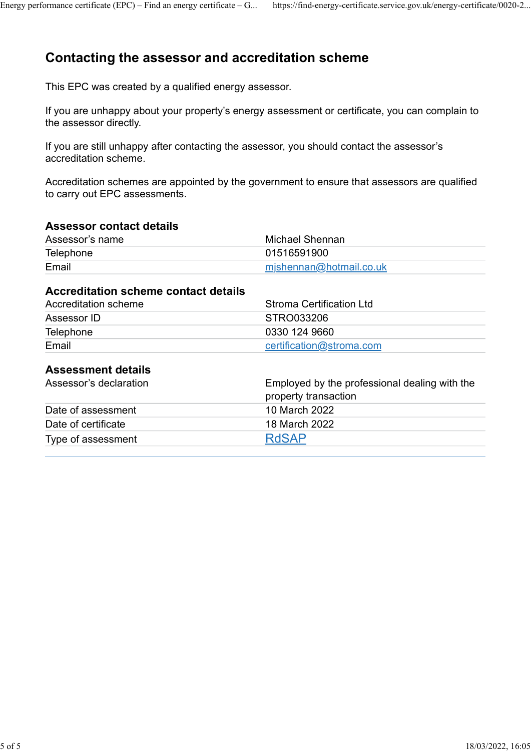## Contacting the assessor and accreditation scheme

This EPC was created by a qualified energy assessor.

If you are unhappy about your property's energy assessment or certificate, you can complain to the assessor directly.

If you are still unhappy after contacting the assessor, you should contact the assessor's accreditation scheme.

Accreditation schemes are appointed by the government to ensure that assessors are qualified to carry out EPC assessments.

### Assessor contact details

| | |
|---|---|
| Assessor's name | Michael Shennan |
| Telephone | 01516591900 |
| Email | mjshennan@hotmail.co.uk |

### Accreditation scheme contact details

| | |
|---|---|
| Accreditation scheme | Stroma Certification Ltd |
| Assessor ID | STRO033206 |
| Telephone | 0330 124 9660 |
| Email | certification@stroma.com |

### Assessment details

| | |
|---|---|
| Assessor's declaration | Employed by the professional dealing with the property transaction |
| Date of assessment | 10 March 2022 |
| Date of certificate | 18 March 2022 |
| Type of assessment | RdSAP |